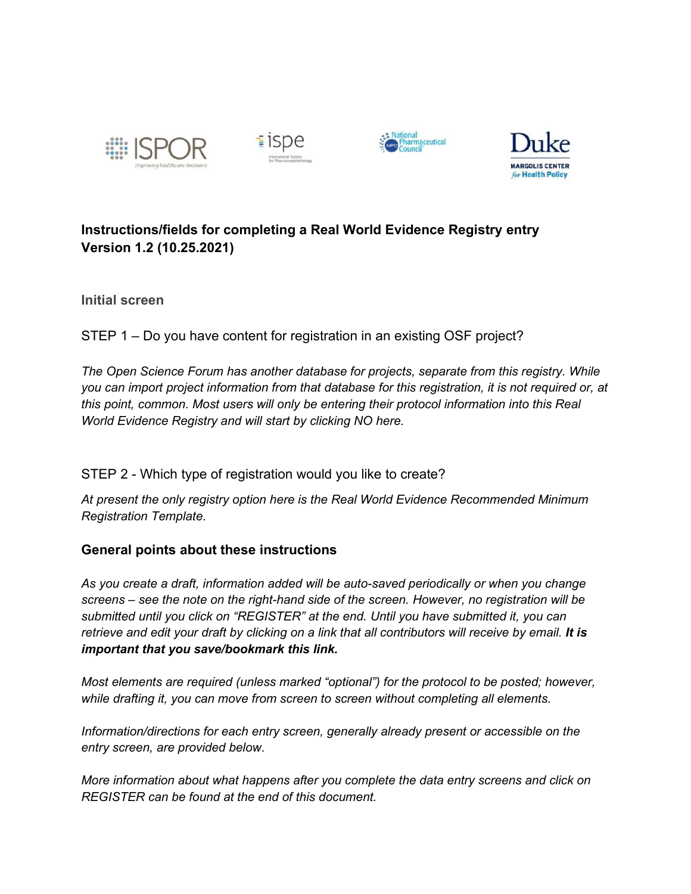**Instructions/fields for completing a Real World Evidence Registry entry**
**Version 1.2 (10.25.2021)**

## Initial screen

STEP 1 – Do you have content for registration in an existing OSF project?

*The Open Science Forum has another database for projects, separate from this registry. While you can import project information from that database for this registration, it is not required or, at this point, common. Most users will only be entering their protocol information into this Real World Evidence Registry and will start by clicking NO here.*

STEP 2 - Which type of registration would you like to create?

*At present the only registry option here is the Real World Evidence Recommended Minimum Registration Template*.

## General points about these instructions

*As you create a draft, information added will be auto-saved periodically or when you change screens – see the note on the right-hand side of the screen. However, no registration will be submitted until you click on "REGISTER" at the end. Until you have submitted it, you can retrieve and edit your draft by clicking on a link that all contributors will receive by email.* ***It is important that you save/bookmark this link.***

*Most elements are required (unless marked "optional") for the protocol to be posted; however, while drafting it, you can move from screen to screen without completing all elements.*

*Information/directions for each entry screen, generally already present or accessible on the entry screen, are provided below.*

*More information about what happens after you complete the data entry screens and click on REGISTER can be found at the end of this document.*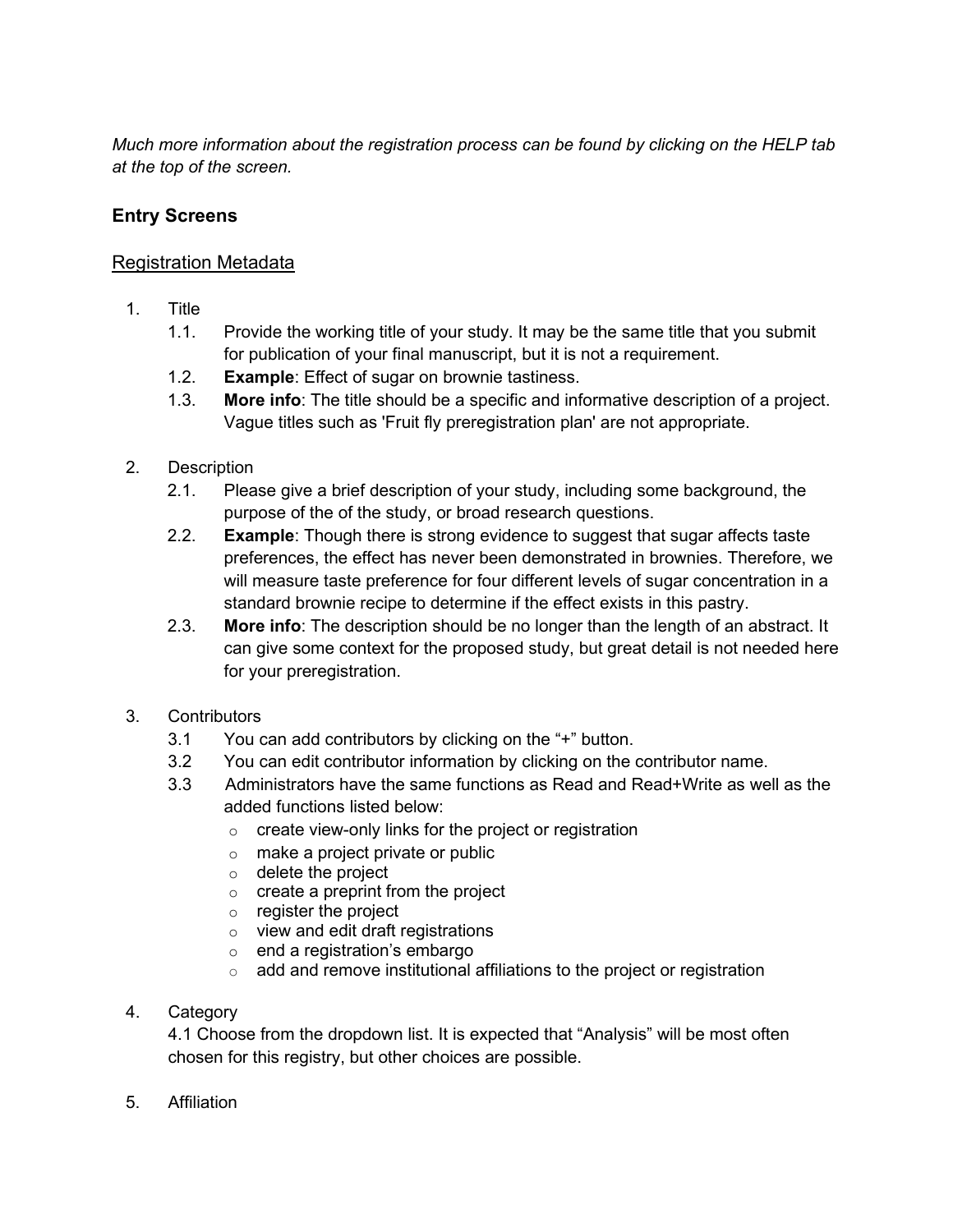*Much more information about the registration process can be found by clicking on the HELP tab at the top of the screen.*

## Entry Screens

### Registration Metadata

1. Title
    1.1. Provide the working title of your study. It may be the same title that you submit for publication of your final manuscript, but it is not a requirement.
    1.2. **Example**: Effect of sugar on brownie tastiness.
    1.3. **More info**: The title should be a specific and informative description of a project. Vague titles such as 'Fruit fly preregistration plan' are not appropriate.

2. Description
    2.1. Please give a brief description of your study, including some background, the purpose of the of the study, or broad research questions.
    2.2. **Example**: Though there is strong evidence to suggest that sugar affects taste preferences, the effect has never been demonstrated in brownies. Therefore, we will measure taste preference for four different levels of sugar concentration in a standard brownie recipe to determine if the effect exists in this pastry.
    2.3. **More info**: The description should be no longer than the length of an abstract. It can give some context for the proposed study, but great detail is not needed here for your preregistration.

3. Contributors
    3.1 You can add contributors by clicking on the "+" button.
    3.2 You can edit contributor information by clicking on the contributor name.
    3.3 Administrators have the same functions as Read and Read+Write as well as the added functions listed below:
    - create view-only links for the project or registration
    - make a project private or public
    - delete the project
    - create a preprint from the project
    - register the project
    - view and edit draft registrations
    - end a registration's embargo
    - add and remove institutional affiliations to the project or registration

4. Category
    4.1 Choose from the dropdown list. It is expected that "Analysis" will be most often chosen for this registry, but other choices are possible.

5. Affiliation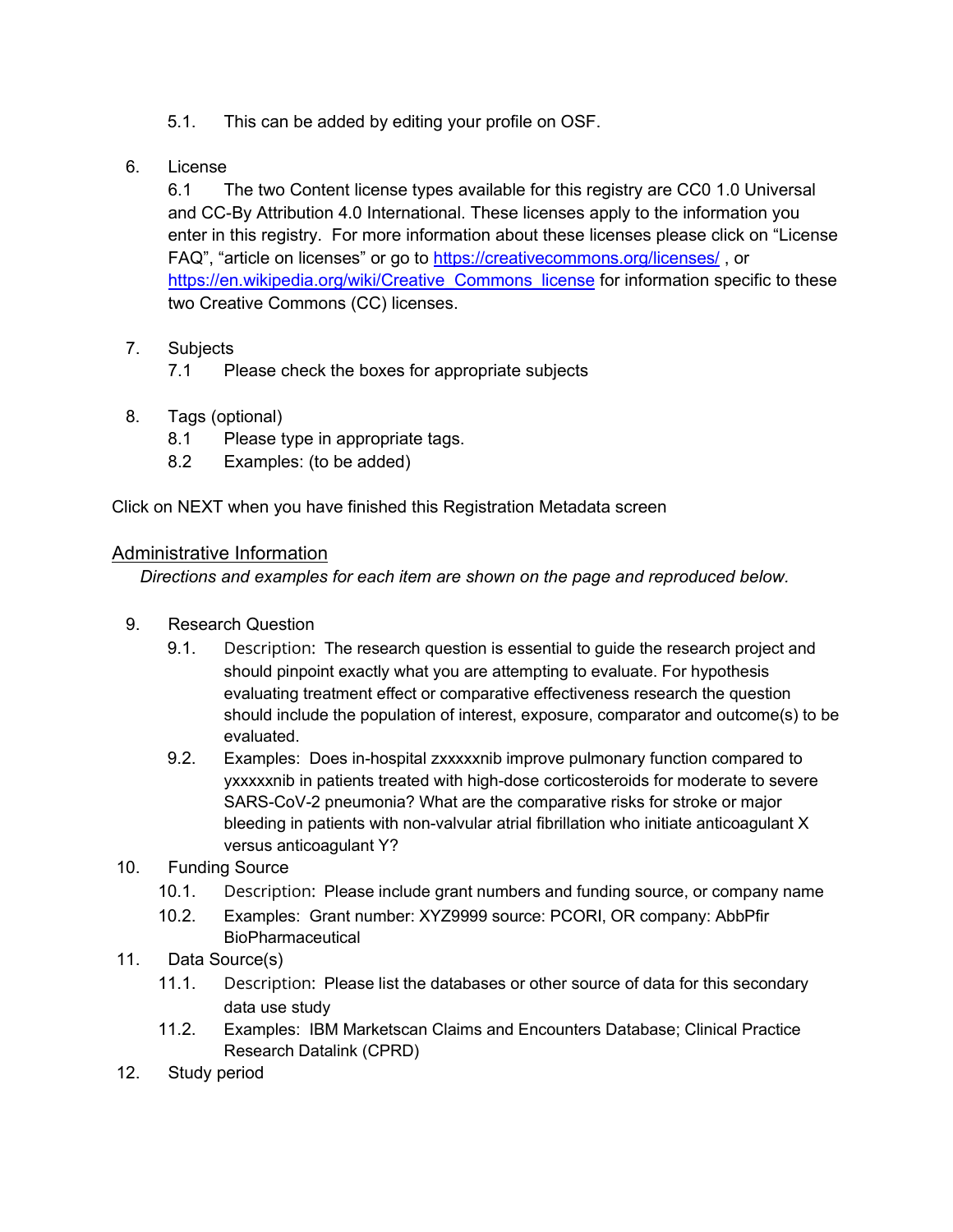5.1. This can be added by editing your profile on OSF.

6. License

    6.1 The two Content license types available for this registry are CC0 1.0 Universal and CC-By Attribution 4.0 International. These licenses apply to the information you enter in this registry. For more information about these licenses please click on "License FAQ", "article on licenses" or go to https://creativecommons.org/licenses/ , or https://en.wikipedia.org/wiki/Creative_Commons_license for information specific to these two Creative Commons (CC) licenses.

7. Subjects

    7.1 Please check the boxes for appropriate subjects

8. Tags (optional)

    8.1 Please type in appropriate tags.

    8.2 Examples: (to be added)

Click on NEXT when you have finished this Registration Metadata screen

## Administrative Information

*Directions and examples for each item are shown on the page and reproduced below.*

9. Research Question

    9.1. Description: The research question is essential to guide the research project and should pinpoint exactly what you are attempting to evaluate. For hypothesis evaluating treatment effect or comparative effectiveness research the question should include the population of interest, exposure, comparator and outcome(s) to be evaluated.

    9.2. Examples: Does in-hospital zxxxxxnib improve pulmonary function compared to yxxxxxnib in patients treated with high-dose corticosteroids for moderate to severe SARS-CoV-2 pneumonia? What are the comparative risks for stroke or major bleeding in patients with non-valvular atrial fibrillation who initiate anticoagulant X versus anticoagulant Y?

10. Funding Source

    10.1. Description: Please include grant numbers and funding source, or company name

    10.2. Examples: Grant number: XYZ9999 source: PCORI, OR company: AbbPfir BioPharmaceutical

11. Data Source(s)

    11.1. Description: Please list the databases or other source of data for this secondary data use study

    11.2. Examples: IBM Marketscan Claims and Encounters Database; Clinical Practice Research Datalink (CPRD)

12. Study period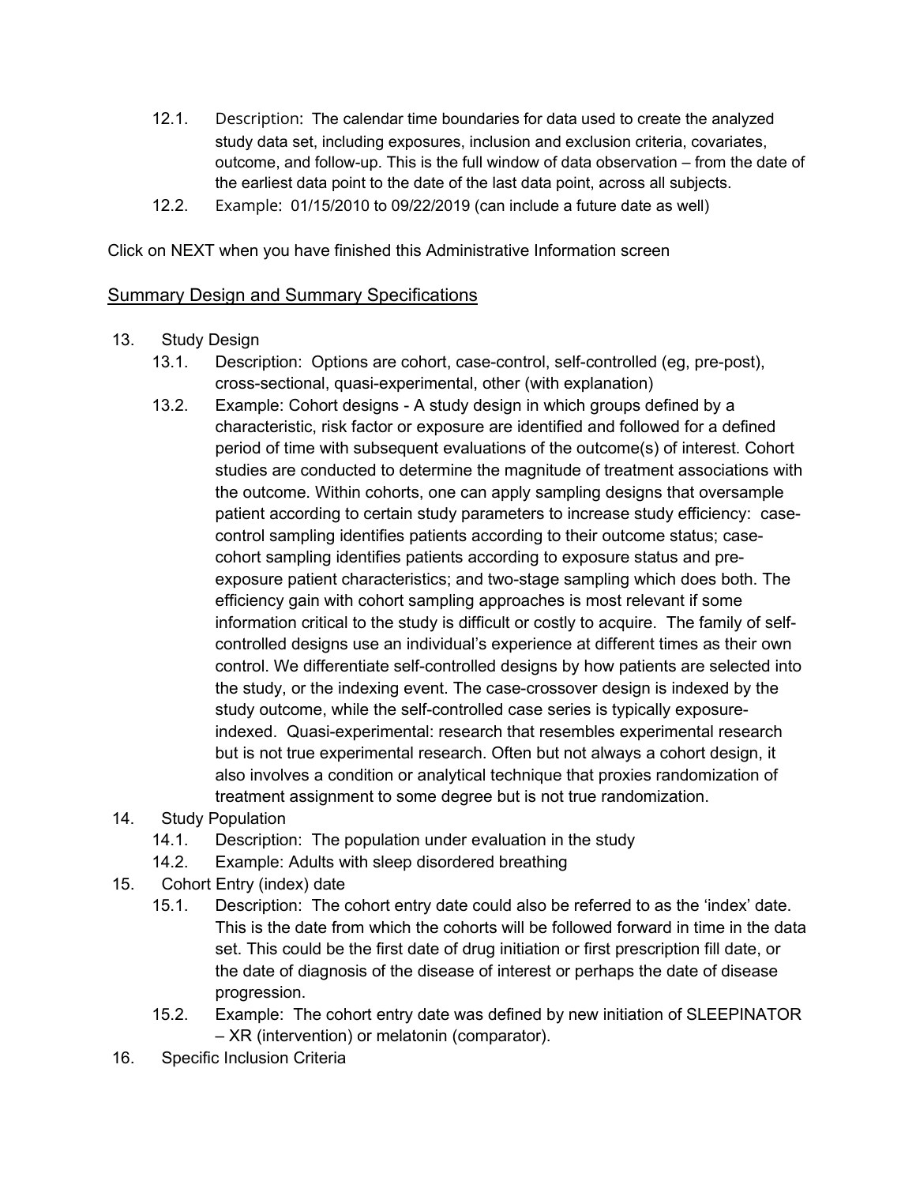12.1. Description: The calendar time boundaries for data used to create the analyzed study data set, including exposures, inclusion and exclusion criteria, covariates, outcome, and follow-up. This is the full window of data observation – from the date of the earliest data point to the date of the last data point, across all subjects.

12.2. Example: 01/15/2010 to 09/22/2019 (can include a future date as well)

Click on NEXT when you have finished this Administrative Information screen

## Summary Design and Summary Specifications

13. Study Design
    - 13.1. Description: Options are cohort, case-control, self-controlled (eg, pre-post), cross-sectional, quasi-experimental, other (with explanation)
    - 13.2. Example: Cohort designs - A study design in which groups defined by a characteristic, risk factor or exposure are identified and followed for a defined period of time with subsequent evaluations of the outcome(s) of interest. Cohort studies are conducted to determine the magnitude of treatment associations with the outcome. Within cohorts, one can apply sampling designs that oversample patient according to certain study parameters to increase study efficiency: case-control sampling identifies patients according to their outcome status; case-cohort sampling identifies patients according to exposure status and pre-exposure patient characteristics; and two-stage sampling which does both. The efficiency gain with cohort sampling approaches is most relevant if some information critical to the study is difficult or costly to acquire. The family of self-controlled designs use an individual's experience at different times as their own control. We differentiate self-controlled designs by how patients are selected into the study, or the indexing event. The case-crossover design is indexed by the study outcome, while the self-controlled case series is typically exposure-indexed. Quasi-experimental: research that resembles experimental research but is not true experimental research. Often but not always a cohort design, it also involves a condition or analytical technique that proxies randomization of treatment assignment to some degree but is not true randomization.
14. Study Population
    - 14.1. Description: The population under evaluation in the study
    - 14.2. Example: Adults with sleep disordered breathing
15. Cohort Entry (index) date
    - 15.1. Description: The cohort entry date could also be referred to as the 'index' date. This is the date from which the cohorts will be followed forward in time in the data set. This could be the first date of drug initiation or first prescription fill date, or the date of diagnosis of the disease of interest or perhaps the date of disease progression.
    - 15.2. Example: The cohort entry date was defined by new initiation of SLEEPINATOR – XR (intervention) or melatonin (comparator).
16. Specific Inclusion Criteria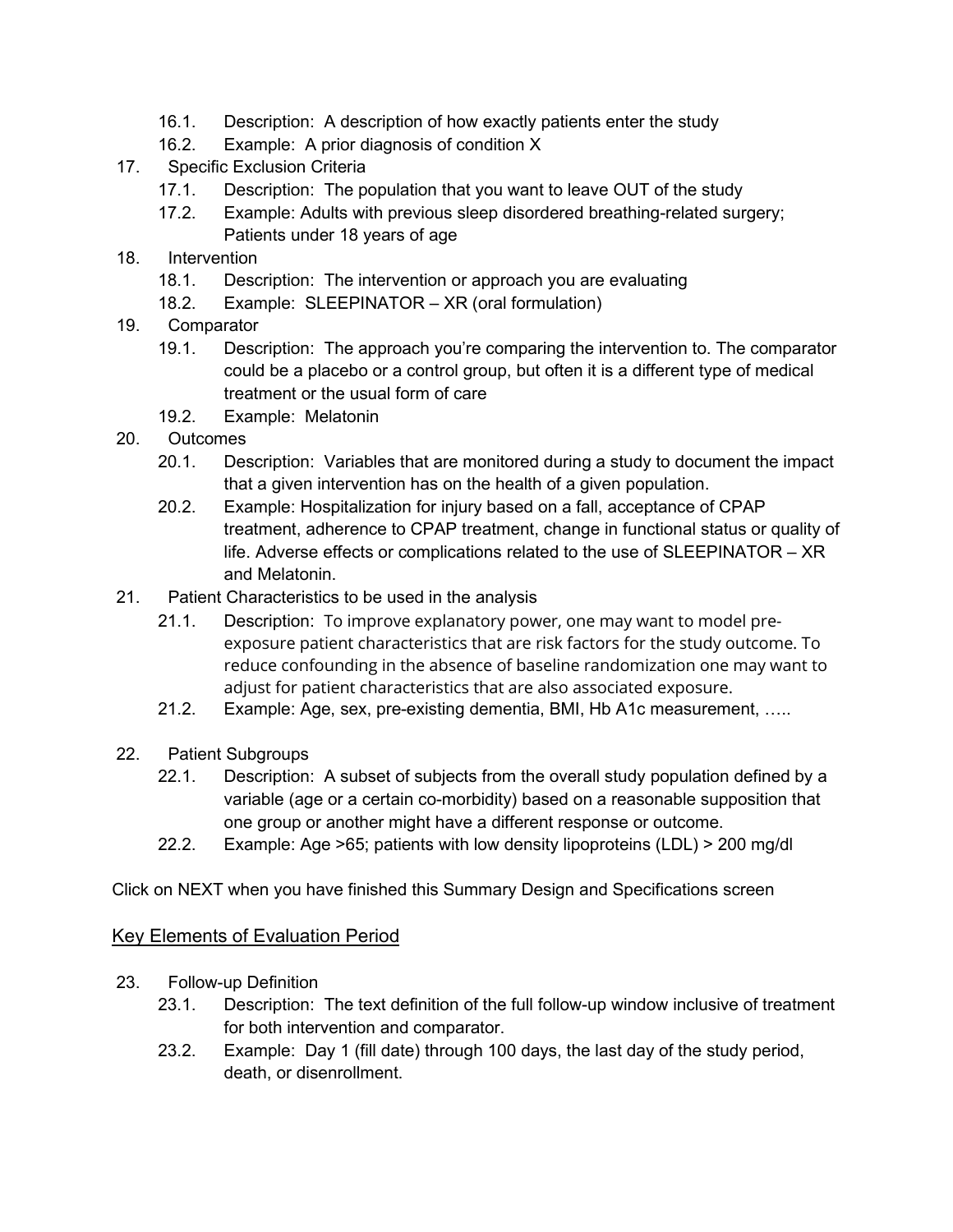16.1. Description: A description of how exactly patients enter the study

16.2. Example: A prior diagnosis of condition X

17. Specific Exclusion Criteria

    17.1. Description: The population that you want to leave OUT of the study

    17.2. Example: Adults with previous sleep disordered breathing-related surgery; Patients under 18 years of age

18. Intervention

    18.1. Description: The intervention or approach you are evaluating

    18.2. Example: SLEEPINATOR – XR (oral formulation)

19. Comparator

    19.1. Description: The approach you're comparing the intervention to. The comparator could be a placebo or a control group, but often it is a different type of medical treatment or the usual form of care

    19.2. Example: Melatonin

20. Outcomes

    20.1. Description: Variables that are monitored during a study to document the impact that a given intervention has on the health of a given population.

    20.2. Example: Hospitalization for injury based on a fall, acceptance of CPAP treatment, adherence to CPAP treatment, change in functional status or quality of life. Adverse effects or complications related to the use of SLEEPINATOR – XR and Melatonin.

21. Patient Characteristics to be used in the analysis

    21.1. Description: To improve explanatory power, one may want to model pre-exposure patient characteristics that are risk factors for the study outcome. To reduce confounding in the absence of baseline randomization one may want to adjust for patient characteristics that are also associated exposure.

    21.2. Example: Age, sex, pre-existing dementia, BMI, Hb A1c measurement, …..

22. Patient Subgroups

    22.1. Description: A subset of subjects from the overall study population defined by a variable (age or a certain co-morbidity) based on a reasonable supposition that one group or another might have a different response or outcome.

    22.2. Example: Age >65; patients with low density lipoproteins (LDL) > 200 mg/dl

Click on NEXT when you have finished this Summary Design and Specifications screen

## Key Elements of Evaluation Period

23. Follow-up Definition

    23.1. Description: The text definition of the full follow-up window inclusive of treatment for both intervention and comparator.

    23.2. Example: Day 1 (fill date) through 100 days, the last day of the study period, death, or disenrollment.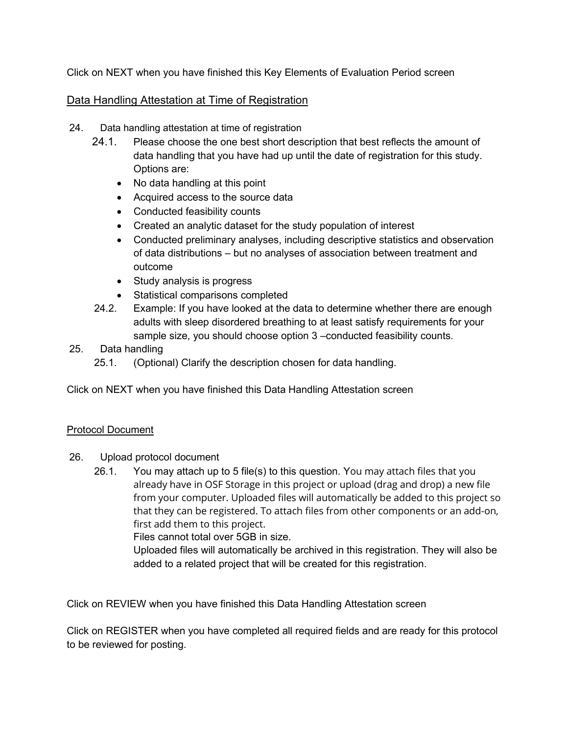Click on NEXT when you have finished this Key Elements of Evaluation Period screen

## Data Handling Attestation at Time of Registration

24. Data handling attestation at time of registration
    24.1. Please choose the one best short description that best reflects the amount of data handling that you have had up until the date of registration for this study. Options are:
    - No data handling at this point
    - Acquired access to the source data
    - Conducted feasibility counts
    - Created an analytic dataset for the study population of interest
    - Conducted preliminary analyses, including descriptive statistics and observation of data distributions – but no analyses of association between treatment and outcome
    - Study analysis is progress
    - Statistical comparisons completed

    24.2. Example: If you have looked at the data to determine whether there are enough adults with sleep disordered breathing to at least satisfy requirements for your sample size, you should choose option 3 –conducted feasibility counts.
25. Data handling
    25.1. (Optional) Clarify the description chosen for data handling.

Click on NEXT when you have finished this Data Handling Attestation screen

## Protocol Document

26. Upload protocol document
    26.1. You may attach up to 5 file(s) to this question. You may attach files that you already have in OSF Storage in this project or upload (drag and drop) a new file from your computer. Uploaded files will automatically be added to this project so that they can be registered. To attach files from other components or an add-on, first add them to this project.
    Files cannot total over 5GB in size.
    Uploaded files will automatically be archived in this registration. They will also be added to a related project that will be created for this registration.

Click on REVIEW when you have finished this Data Handling Attestation screen

Click on REGISTER when you have completed all required fields and are ready for this protocol to be reviewed for posting.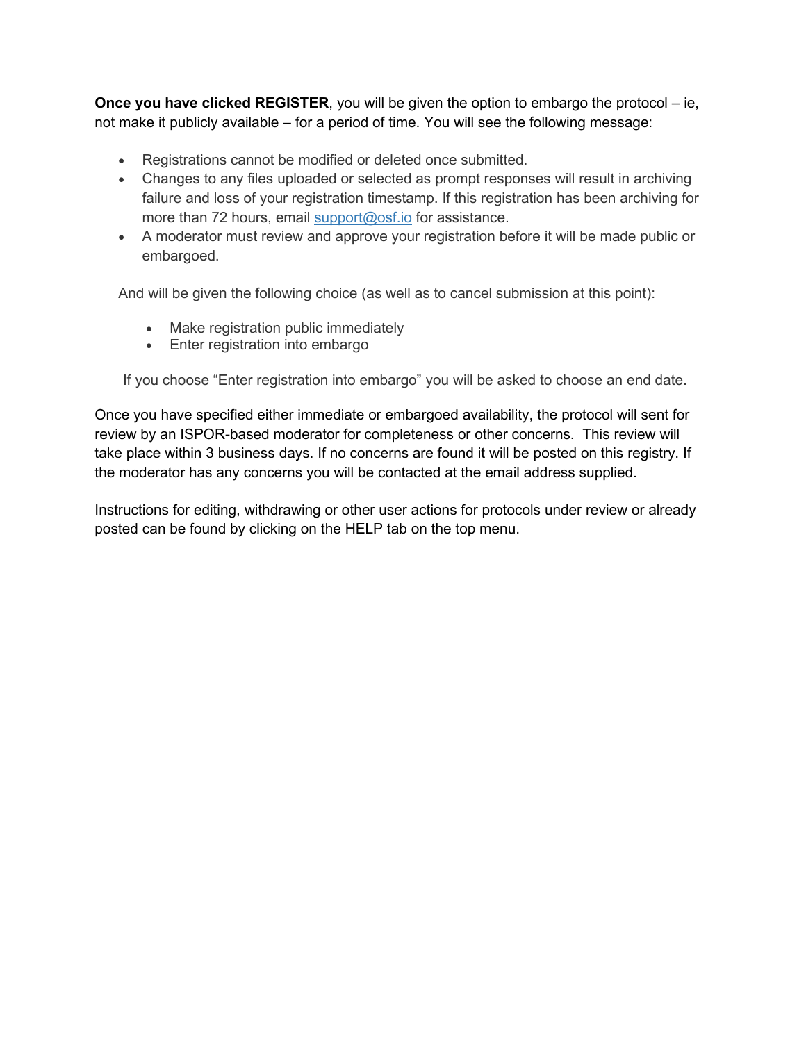**Once you have clicked REGISTER**, you will be given the option to embargo the protocol – ie, not make it publicly available – for a period of time. You will see the following message:

- Registrations cannot be modified or deleted once submitted.
- Changes to any files uploaded or selected as prompt responses will result in archiving failure and loss of your registration timestamp. If this registration has been archiving for more than 72 hours, email support@osf.io for assistance.
- A moderator must review and approve your registration before it will be made public or embargoed.

And will be given the following choice (as well as to cancel submission at this point):

- Make registration public immediately
- Enter registration into embargo

If you choose "Enter registration into embargo" you will be asked to choose an end date.

Once you have specified either immediate or embargoed availability, the protocol will sent for review by an ISPOR-based moderator for completeness or other concerns. This review will take place within 3 business days. If no concerns are found it will be posted on this registry. If the moderator has any concerns you will be contacted at the email address supplied.

Instructions for editing, withdrawing or other user actions for protocols under review or already posted can be found by clicking on the HELP tab on the top menu.